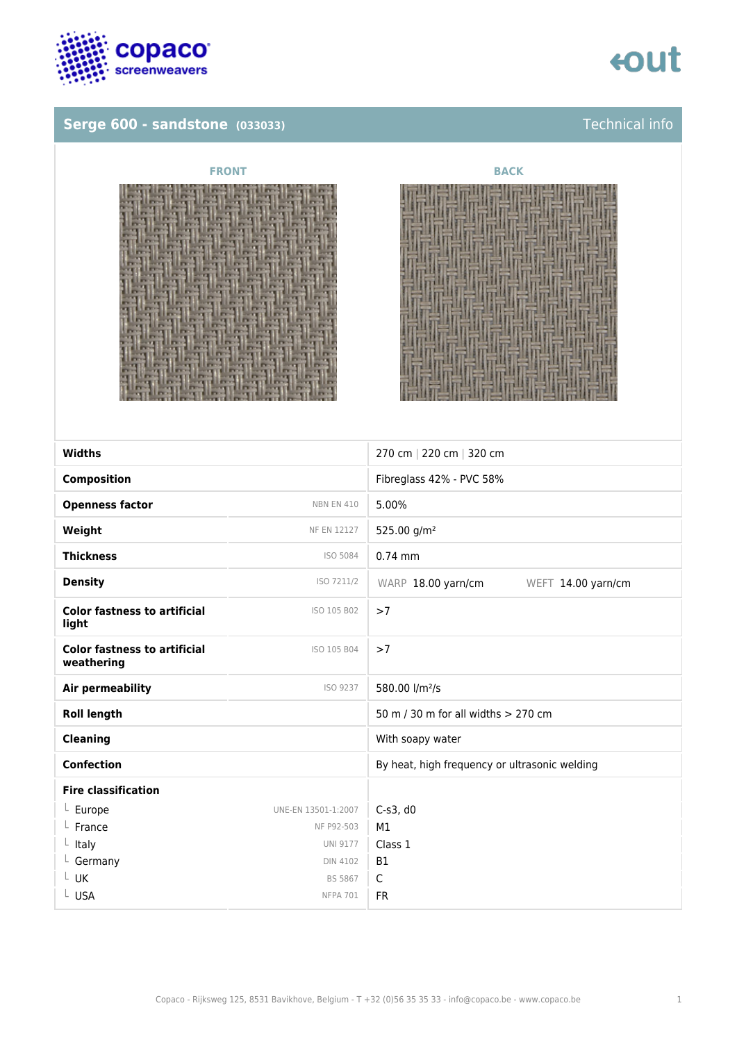# Serge 600 - sandstone (033033)

Technical info

FRONT

BACK

| Property | Standard | Value |
|---|---|---|
| **Widths** | | 270 cm \| 220 cm \| 320 cm |
| **Composition** | | Fibreglass 42% - PVC 58% |
| **Openness factor** | NBN EN 410 | 5.00% |
| **Weight** | NF EN 12127 | 525.00 g/m² |
| **Thickness** | ISO 5084 | 0.74 mm |
| **Density** | ISO 7211/2 | WARP 18.00 yarn/cm WEFT 14.00 yarn/cm |
| **Color fastness to artificial light** | ISO 105 B02 | >7 |
| **Color fastness to artificial weathering** | ISO 105 B04 | >7 |
| **Air permeability** | ISO 9237 | 580.00 l/m²/s |
| **Roll length** | | 50 m / 30 m for all widths > 270 cm |
| **Cleaning** | | With soapy water |
| **Confection** | | By heat, high frequency or ultrasonic welding |
| **Fire classification** | | |
| └ Europe | UNE-EN 13501-1:2007 | C-s3, d0 |
| └ France | NF P92-503 | M1 |
| └ Italy | UNI 9177 | Class 1 |
| └ Germany | DIN 4102 | B1 |
| └ UK | BS 5867 | C |
| └ USA | NFPA 701 | FR |

Copaco - Rijksweg 125, 8531 Bavikhove, Belgium - T +32 (0)56 35 35 33 - info@copaco.be - www.copaco.be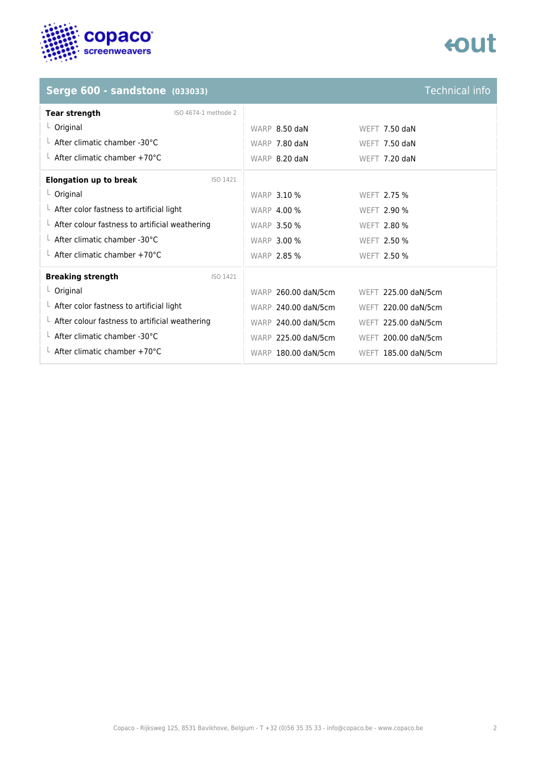## Serge 600 - sandstone (033033)

Technical info

| Tear strength (ISO 4674-1 methode 2) | WARP | WEFT |
|---|---|---|
| Original | 8.50 daN | 7.50 daN |
| After climatic chamber -30°C | 7.80 daN | 7.50 daN |
| After climatic chamber +70°C | 8.20 daN | 7.20 daN |

| Elongation up to break (ISO 1421) | WARP | WEFT |
|---|---|---|
| Original | 3.10 % | 2.75 % |
| After color fastness to artificial light | 4.00 % | 2.90 % |
| After colour fastness to artificial weathering | 3.50 % | 2.80 % |
| After climatic chamber -30°C | 3.00 % | 2.50 % |
| After climatic chamber +70°C | 2.85 % | 2.50 % |

| Breaking strength (ISO 1421) | WARP | WEFT |
|---|---|---|
| Original | 260.00 daN/5cm | 225.00 daN/5cm |
| After color fastness to artificial light | 240.00 daN/5cm | 220.00 daN/5cm |
| After colour fastness to artificial weathering | 240.00 daN/5cm | 225.00 daN/5cm |
| After climatic chamber -30°C | 225.00 daN/5cm | 200.00 daN/5cm |
| After climatic chamber +70°C | 180.00 daN/5cm | 185.00 daN/5cm |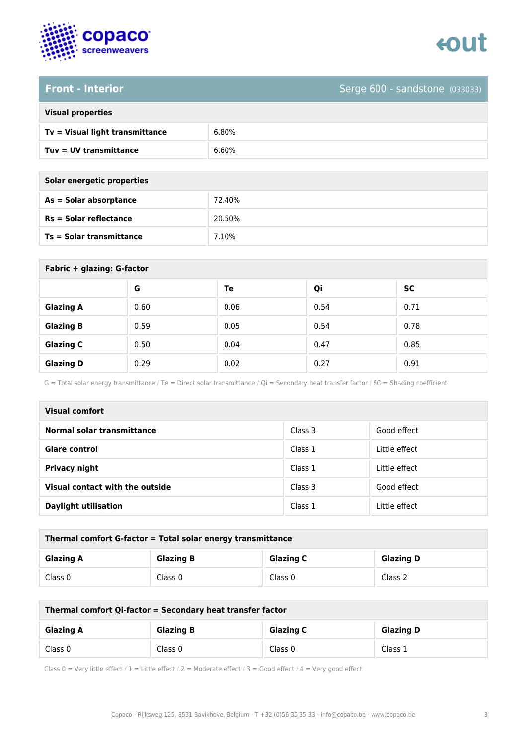## Front - Interior

Serge 600 - sandstone (033033)

| Visual properties | |
|---|---|
| **Tv = Visual light transmittance** | 6.80% |
| **Tuv = UV transmittance** | 6.60% |

| Solar energetic properties | |
|---|---|
| **As = Solar absorptance** | 72.40% |
| **Rs = Solar reflectance** | 20.50% |
| **Ts = Solar transmittance** | 7.10% |

**Fabric + glazing: G-factor**

| | G | Te | Qi | SC |
|---|---|---|---|---|
| **Glazing A** | 0.60 | 0.06 | 0.54 | 0.71 |
| **Glazing B** | 0.59 | 0.05 | 0.54 | 0.78 |
| **Glazing C** | 0.50 | 0.04 | 0.47 | 0.85 |
| **Glazing D** | 0.29 | 0.02 | 0.27 | 0.91 |

G = Total solar energy transmittance / Te = Direct solar transmittance / Qi = Secondary heat transfer factor / SC = Shading coefficient

| Visual comfort | | |
|---|---|---|
| **Normal solar transmittance** | Class 3 | Good effect |
| **Glare control** | Class 1 | Little effect |
| **Privacy night** | Class 1 | Little effect |
| **Visual contact with the outside** | Class 3 | Good effect |
| **Daylight utilisation** | Class 1 | Little effect |

**Thermal comfort G-factor = Total solar energy transmittance**

| Glazing A | Glazing B | Glazing C | Glazing D |
|---|---|---|---|
| Class 0 | Class 0 | Class 0 | Class 2 |

**Thermal comfort Qi-factor = Secondary heat transfer factor**

| Glazing A | Glazing B | Glazing C | Glazing D |
|---|---|---|---|
| Class 0 | Class 0 | Class 0 | Class 1 |

Class 0 = Very little effect / 1 = Little effect / 2 = Moderate effect / 3 = Good effect / 4 = Very good effect

Copaco - Rijksweg 125, 8531 Bavikhove, Belgium - T +32 (0)56 35 35 33 - info@copaco.be - www.copaco.be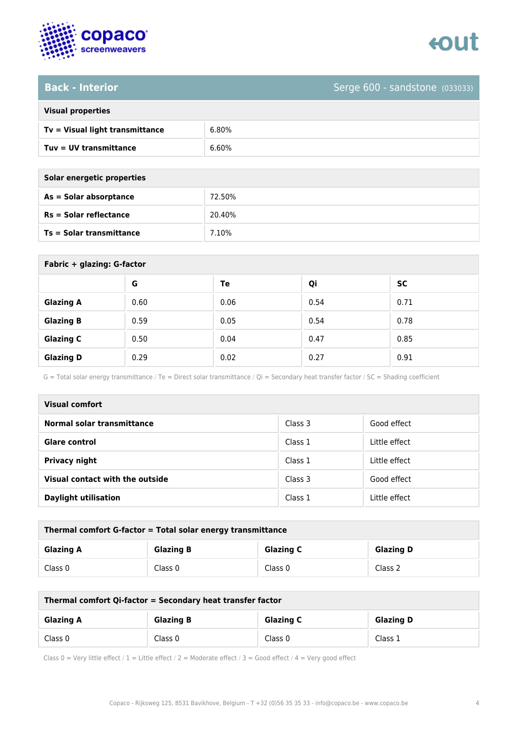## Back - Interior

Serge 600 - sandstone (033033)

| Visual properties | |
|---|---|
| **Tv = Visual light transmittance** | 6.80% |
| **Tuv = UV transmittance** | 6.60% |

| Solar energetic properties | |
|---|---|
| **As = Solar absorptance** | 72.50% |
| **Rs = Solar reflectance** | 20.40% |
| **Ts = Solar transmittance** | 7.10% |

**Fabric + glazing: G-factor**

| | G | Te | Qi | SC |
|---|---|---|---|---|
| **Glazing A** | 0.60 | 0.06 | 0.54 | 0.71 |
| **Glazing B** | 0.59 | 0.05 | 0.54 | 0.78 |
| **Glazing C** | 0.50 | 0.04 | 0.47 | 0.85 |
| **Glazing D** | 0.29 | 0.02 | 0.27 | 0.91 |

G = Total solar energy transmittance / Te = Direct solar transmittance / Qi = Secondary heat transfer factor / SC = Shading coefficient

| Visual comfort | | |
|---|---|---|
| **Normal solar transmittance** | Class 3 | Good effect |
| **Glare control** | Class 1 | Little effect |
| **Privacy night** | Class 1 | Little effect |
| **Visual contact with the outside** | Class 3 | Good effect |
| **Daylight utilisation** | Class 1 | Little effect |

**Thermal comfort G-factor = Total solar energy transmittance**

| Glazing A | Glazing B | Glazing C | Glazing D |
|---|---|---|---|
| Class 0 | Class 0 | Class 0 | Class 2 |

**Thermal comfort Qi-factor = Secondary heat transfer factor**

| Glazing A | Glazing B | Glazing C | Glazing D |
|---|---|---|---|
| Class 0 | Class 0 | Class 0 | Class 1 |

Class 0 = Very little effect / 1 = Little effect / 2 = Moderate effect / 3 = Good effect / 4 = Very good effect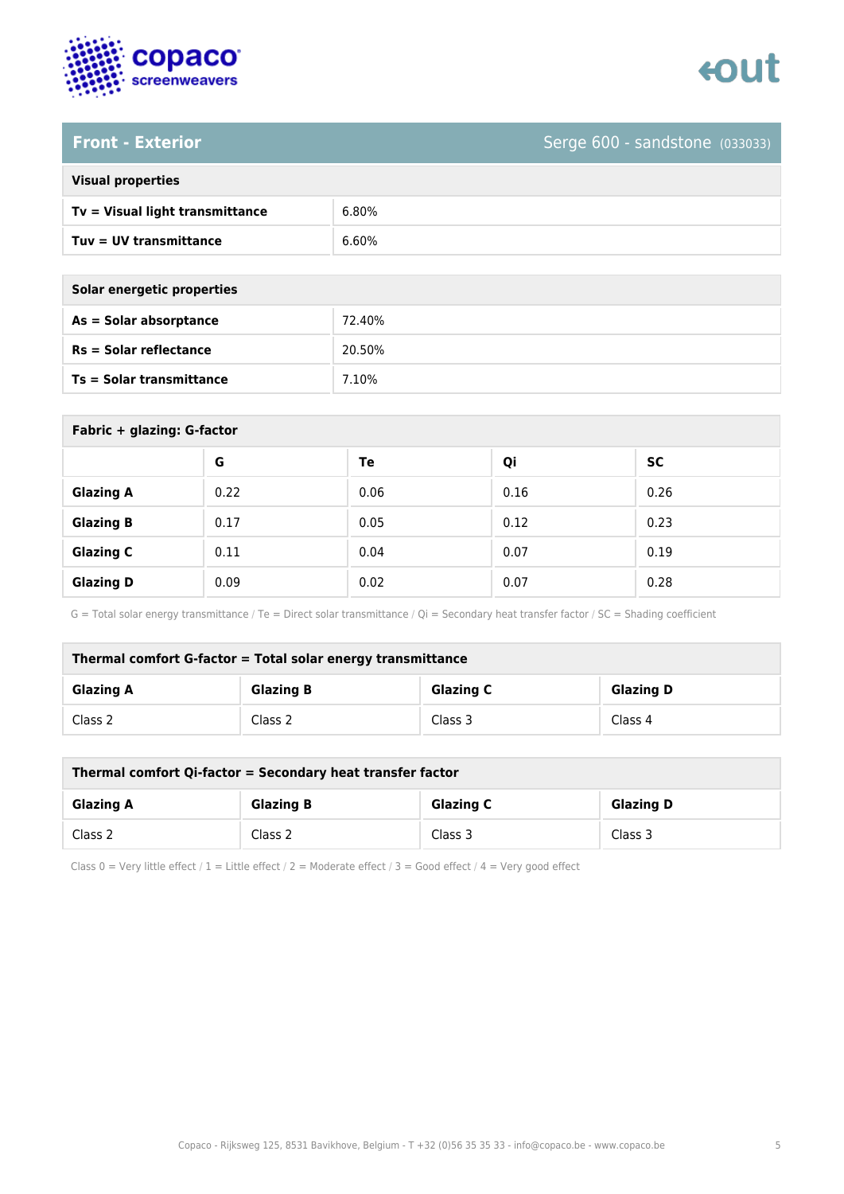## Front - Exterior

Serge 600 - sandstone (033033)

| Visual properties | |
|---|---|
| **Tv = Visual light transmittance** | 6.80% |
| **Tuv = UV transmittance** | 6.60% |

| Solar energetic properties | |
|---|---|
| **As = Solar absorptance** | 72.40% |
| **Rs = Solar reflectance** | 20.50% |
| **Ts = Solar transmittance** | 7.10% |

**Fabric + glazing: G-factor**

| | G | Te | Qi | SC |
|---|---|---|---|---|
| **Glazing A** | 0.22 | 0.06 | 0.16 | 0.26 |
| **Glazing B** | 0.17 | 0.05 | 0.12 | 0.23 |
| **Glazing C** | 0.11 | 0.04 | 0.07 | 0.19 |
| **Glazing D** | 0.09 | 0.02 | 0.07 | 0.28 |

G = Total solar energy transmittance / Te = Direct solar transmittance / Qi = Secondary heat transfer factor / SC = Shading coefficient

**Thermal comfort G-factor = Total solar energy transmittance**

| Glazing A | Glazing B | Glazing C | Glazing D |
|---|---|---|---|
| Class 2 | Class 2 | Class 3 | Class 4 |

**Thermal comfort Qi-factor = Secondary heat transfer factor**

| Glazing A | Glazing B | Glazing C | Glazing D |
|---|---|---|---|
| Class 2 | Class 2 | Class 3 | Class 3 |

Class 0 = Very little effect / 1 = Little effect / 2 = Moderate effect / 3 = Good effect / 4 = Very good effect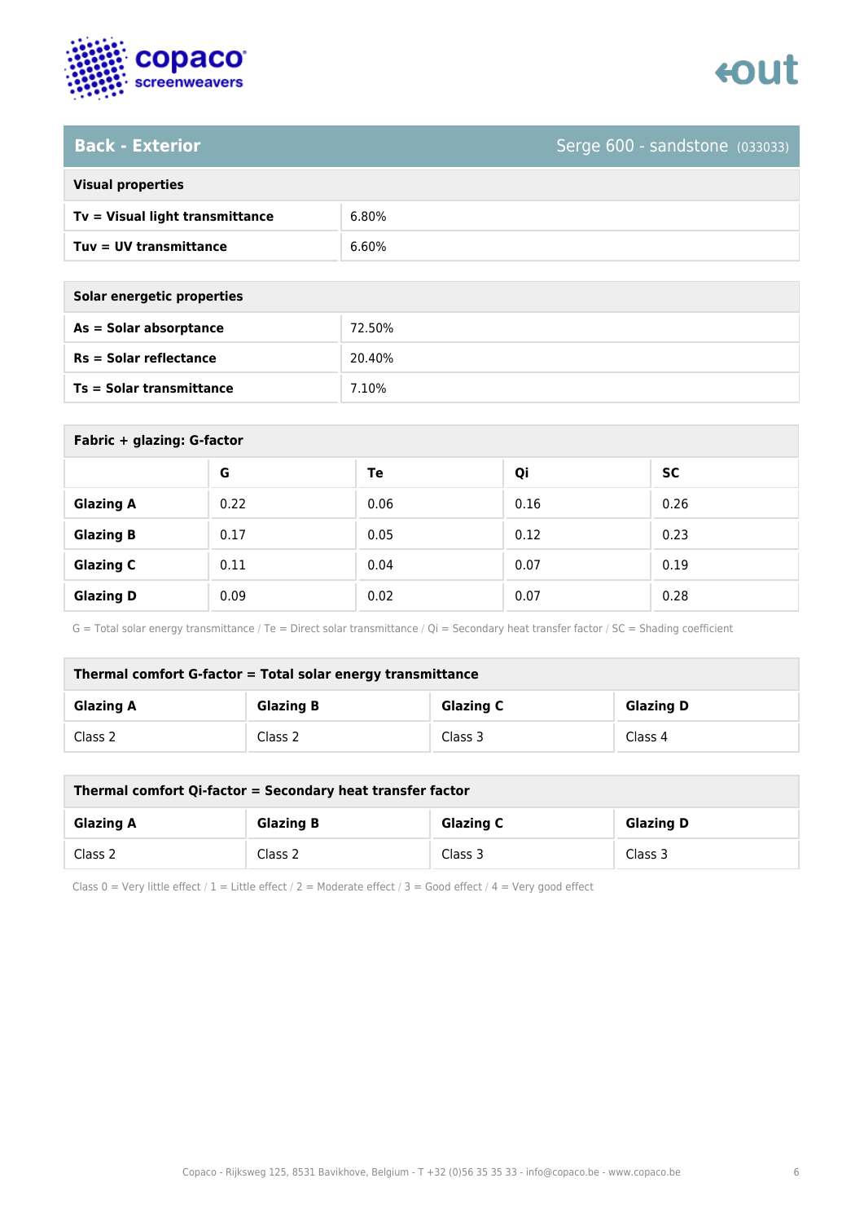## Back - Exterior

Serge 600 - sandstone (033033)

| Visual properties | |
|---|---|
| **Tv = Visual light transmittance** | 6.80% |
| **Tuv = UV transmittance** | 6.60% |

| Solar energetic properties | |
|---|---|
| **As = Solar absorptance** | 72.50% |
| **Rs = Solar reflectance** | 20.40% |
| **Ts = Solar transmittance** | 7.10% |

**Fabric + glazing: G-factor**

| | G | Te | Qi | SC |
|---|---|---|---|---|
| **Glazing A** | 0.22 | 0.06 | 0.16 | 0.26 |
| **Glazing B** | 0.17 | 0.05 | 0.12 | 0.23 |
| **Glazing C** | 0.11 | 0.04 | 0.07 | 0.19 |
| **Glazing D** | 0.09 | 0.02 | 0.07 | 0.28 |

G = Total solar energy transmittance / Te = Direct solar transmittance / Qi = Secondary heat transfer factor / SC = Shading coefficient

**Thermal comfort G-factor = Total solar energy transmittance**

| Glazing A | Glazing B | Glazing C | Glazing D |
|---|---|---|---|
| Class 2 | Class 2 | Class 3 | Class 4 |

**Thermal comfort Qi-factor = Secondary heat transfer factor**

| Glazing A | Glazing B | Glazing C | Glazing D |
|---|---|---|---|
| Class 2 | Class 2 | Class 3 | Class 3 |

Class 0 = Very little effect / 1 = Little effect / 2 = Moderate effect / 3 = Good effect / 4 = Very good effect